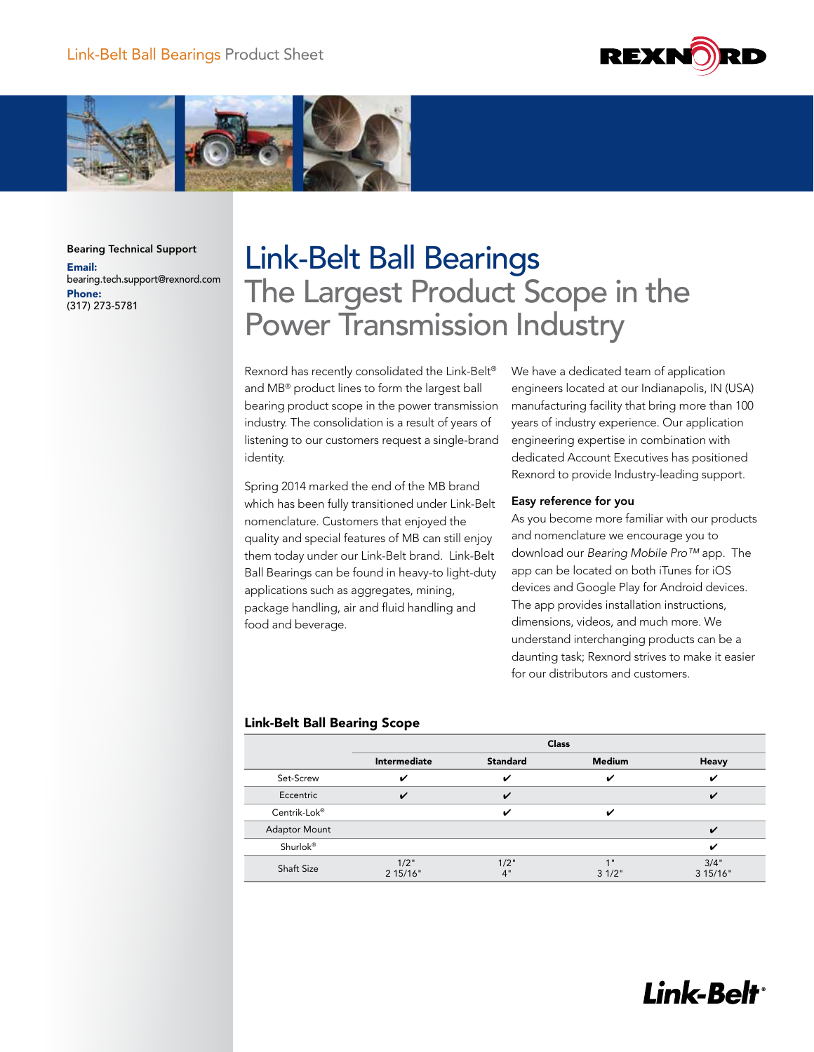Link-Belt Ball Bearings Product Sheet

**Bearing Technical Support**

**Email:**
bearing.tech.support@rexnord.com

**Phone:**
(317) 273-5781

# Link-Belt Ball Bearings

## The Largest Product Scope in the Power Transmission Industry

Rexnord has recently consolidated the Link-Belt® and MB® product lines to form the largest ball bearing product scope in the power transmission industry. The consolidation is a result of years of listening to our customers request a single-brand identity.

Spring 2014 marked the end of the MB brand which has been fully transitioned under Link-Belt nomenclature. Customers that enjoyed the quality and special features of MB can still enjoy them today under our Link-Belt brand. Link-Belt Ball Bearings can be found in heavy-to light-duty applications such as aggregates, mining, package handling, air and fluid handling and food and beverage.

We have a dedicated team of application engineers located at our Indianapolis, IN (USA) manufacturing facility that bring more than 100 years of industry experience. Our application engineering expertise in combination with dedicated Account Executives has positioned Rexnord to provide Industry-leading support.

### Easy reference for you

As you become more familiar with our products and nomenclature we encourage you to download our *Bearing Mobile Pro™* app. The app can be located on both iTunes for iOS devices and Google Play for Android devices. The app provides installation instructions, dimensions, videos, and much more. We understand interchanging products can be a daunting task; Rexnord strives to make it easier for our distributors and customers.

### Link-Belt Ball Bearing Scope

| | Class | | | |
|---|---|---|---|---|
| | Intermediate | Standard | Medium | Heavy |
| Set-Screw | ✔ | ✔ | ✔ | ✔ |
| Eccentric | ✔ | ✔ | | ✔ |
| Centrik-Lok® | | ✔ | ✔ | |
| Adaptor Mount | | | | ✔ |
| Shurlok® | | | | ✔ |
| Shaft Size | 1/2" 2 15/16" | 1/2" 4" | 1" 3 1/2" | 3/4" 3 15/16" |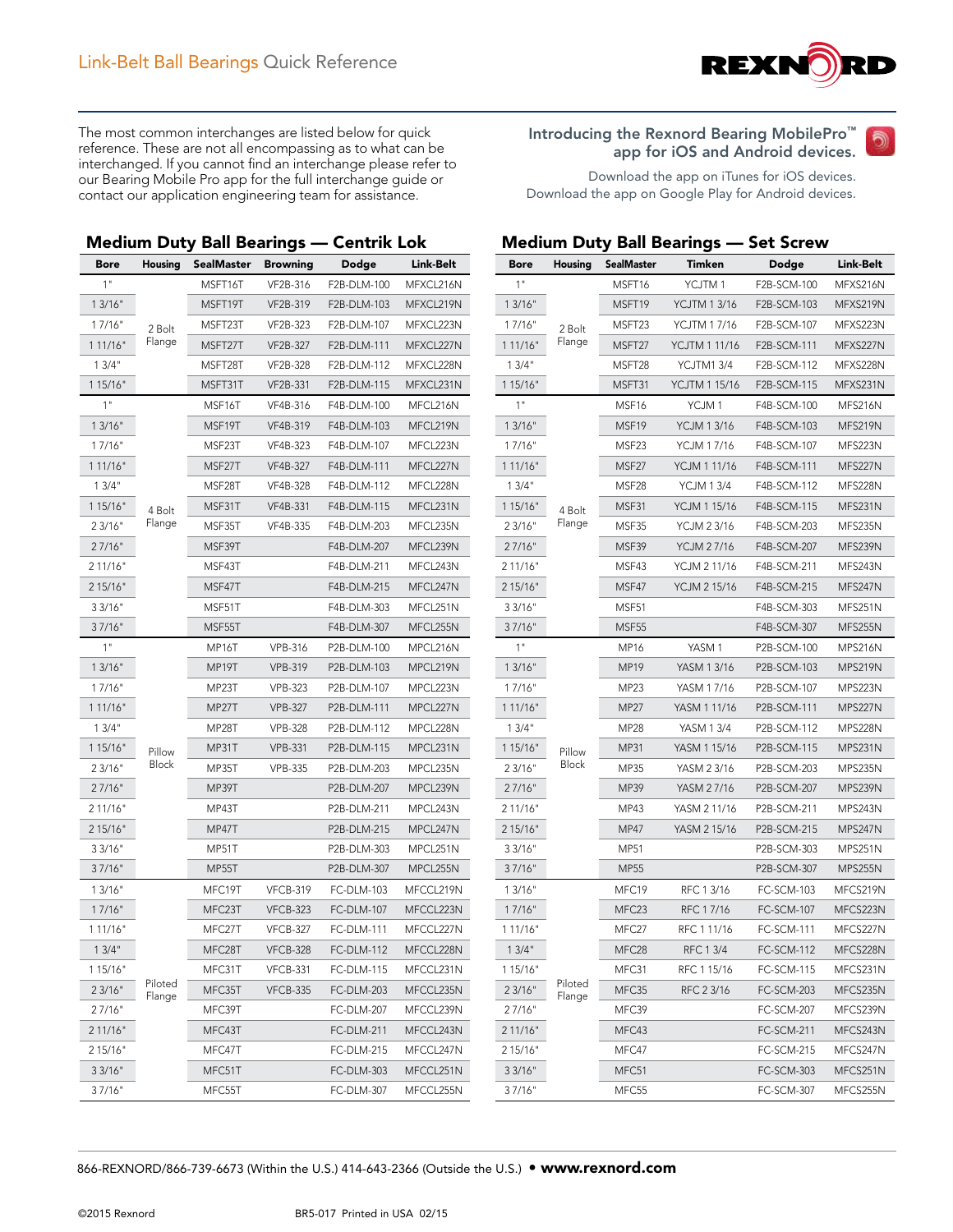# Link-Belt Ball Bearings Quick Reference

The most common interchanges are listed below for quick reference. These are not all encompassing as to what can be interchanged. If you cannot find an interchange please refer to our Bearing Mobile Pro app for the full interchange guide or contact our application engineering team for assistance.

**Introducing the Rexnord Bearing MobilePro™ app for iOS and Android devices.**

Download the app on iTunes for iOS devices.
Download the app on Google Play for Android devices.

## Medium Duty Ball Bearings — Centrik Lok

| Bore | Housing | SealMaster | Browning | Dodge | Link-Belt |
|---|---|---|---|---|---|
| 1" | 2 Bolt Flange | MSFT16T | VF2B-316 | F2B-DLM-100 | MFXCL216N |
| 1 3/16" | | MSFT19T | VF2B-319 | F2B-DLM-103 | MFXCL219N |
| 1 7/16" | | MSFT23T | VF2B-323 | F2B-DLM-107 | MFXCL223N |
| 1 11/16" | | MSFT27T | VF2B-327 | F2B-DLM-111 | MFXCL227N |
| 1 3/4" | | MSFT28T | VF2B-328 | F2B-DLM-112 | MFXCL228N |
| 1 15/16" | | MSFT31T | VF2B-331 | F2B-DLM-115 | MFXCL231N |
| 1" | 4 Bolt Flange | MSF16T | VF4B-316 | F4B-DLM-100 | MFCL216N |
| 1 3/16" | | MSF19T | VF4B-319 | F4B-DLM-103 | MFCL219N |
| 1 7/16" | | MSF23T | VF4B-323 | F4B-DLM-107 | MFCL223N |
| 1 11/16" | | MSF27T | VF4B-327 | F4B-DLM-111 | MFCL227N |
| 1 3/4" | | MSF28T | VF4B-328 | F4B-DLM-112 | MFCL228N |
| 1 15/16" | | MSF31T | VF4B-331 | F4B-DLM-115 | MFCL231N |
| 2 3/16" | | MSF35T | VF4B-335 | F4B-DLM-203 | MFCL235N |
| 2 7/16" | | MSF39T | | F4B-DLM-207 | MFCL239N |
| 2 11/16" | | MSF43T | | F4B-DLM-211 | MFCL243N |
| 2 15/16" | | MSF47T | | F4B-DLM-215 | MFCL247N |
| 3 3/16" | | MSF51T | | F4B-DLM-303 | MFCL251N |
| 3 7/16" | | MSF55T | | F4B-DLM-307 | MFCL255N |
| 1" | Pillow Block | MP16T | VPB-316 | P2B-DLM-100 | MPCL216N |
| 1 3/16" | | MP19T | VPB-319 | P2B-DLM-103 | MPCL219N |
| 1 7/16" | | MP23T | VPB-323 | P2B-DLM-107 | MPCL223N |
| 1 11/16" | | MP27T | VPB-327 | P2B-DLM-111 | MPCL227N |
| 1 3/4" | | MP28T | VPB-328 | P2B-DLM-112 | MPCL228N |
| 1 15/16" | | MP31T | VPB-331 | P2B-DLM-115 | MPCL231N |
| 2 3/16" | | MP35T | VPB-335 | P2B-DLM-203 | MPCL235N |
| 2 7/16" | | MP39T | | P2B-DLM-207 | MPCL239N |
| 2 11/16" | | MP43T | | P2B-DLM-211 | MPCL243N |
| 2 15/16" | | MP47T | | P2B-DLM-215 | MPCL247N |
| 3 3/16" | | MP51T | | P2B-DLM-303 | MPCL251N |
| 3 7/16" | | MP55T | | P2B-DLM-307 | MPCL255N |
| 1 3/16" | Piloted Flange | MFC19T | VFCB-319 | FC-DLM-103 | MFCCL219N |
| 1 7/16" | | MFC23T | VFCB-323 | FC-DLM-107 | MFCCL223N |
| 1 11/16" | | MFC27T | VFCB-327 | FC-DLM-111 | MFCCL227N |
| 1 3/4" | | MFC28T | VFCB-328 | FC-DLM-112 | MFCCL228N |
| 1 15/16" | | MFC31T | VFCB-331 | FC-DLM-115 | MFCCL231N |
| 2 3/16" | | MFC35T | VFCB-335 | FC-DLM-203 | MFCCL235N |
| 2 7/16" | | MFC39T | | FC-DLM-207 | MFCCL239N |
| 2 11/16" | | MFC43T | | FC-DLM-211 | MFCCL243N |
| 2 15/16" | | MFC47T | | FC-DLM-215 | MFCCL247N |
| 3 3/16" | | MFC51T | | FC-DLM-303 | MFCCL251N |
| 3 7/16" | | MFC55T | | FC-DLM-307 | MFCCL255N |

## Medium Duty Ball Bearings — Set Screw

| Bore | Housing | SealMaster | Timken | Dodge | Link-Belt |
|---|---|---|---|---|---|
| 1" | 2 Bolt Flange | MSFT16 | YCJTM 1 | F2B-SCM-100 | MFXS216N |
| 1 3/16" | | MSFT19 | YCJTM 1 3/16 | F2B-SCM-103 | MFXS219N |
| 1 7/16" | | MSFT23 | YCJTM 1 7/16 | F2B-SCM-107 | MFXS223N |
| 1 11/16" | | MSFT27 | YCJTM 1 11/16 | F2B-SCM-111 | MFXS227N |
| 1 3/4" | | MSFT28 | YCJTM1 3/4 | F2B-SCM-112 | MFXS228N |
| 1 15/16" | | MSFT31 | YCJTM 1 15/16 | F2B-SCM-115 | MFXS231N |
| 1" | 4 Bolt Flange | MSF16 | YCJM 1 | F4B-SCM-100 | MFS216N |
| 1 3/16" | | MSF19 | YCJM 1 3/16 | F4B-SCM-103 | MFS219N |
| 1 7/16" | | MSF23 | YCJM 1 7/16 | F4B-SCM-107 | MFS223N |
| 1 11/16" | | MSF27 | YCJM 1 11/16 | F4B-SCM-111 | MFS227N |
| 1 3/4" | | MSF28 | YCJM 1 3/4 | F4B-SCM-112 | MFS228N |
| 1 15/16" | | MSF31 | YCJM 1 15/16 | F4B-SCM-115 | MFS231N |
| 2 3/16" | | MSF35 | YCJM 2 3/16 | F4B-SCM-203 | MFS235N |
| 2 7/16" | | MSF39 | YCJM 2 7/16 | F4B-SCM-207 | MFS239N |
| 2 11/16" | | MSF43 | YCJM 2 11/16 | F4B-SCM-211 | MFS243N |
| 2 15/16" | | MSF47 | YCJM 2 15/16 | F4B-SCM-215 | MFS247N |
| 3 3/16" | | MSF51 | | F4B-SCM-303 | MFS251N |
| 3 7/16" | | MSF55 | | F4B-SCM-307 | MFS255N |
| 1" | Pillow Block | MP16 | YASM 1 | P2B-SCM-100 | MPS216N |
| 1 3/16" | | MP19 | YASM 1 3/16 | P2B-SCM-103 | MPS219N |
| 1 7/16" | | MP23 | YASM 1 7/16 | P2B-SCM-107 | MPS223N |
| 1 11/16" | | MP27 | YASM 1 11/16 | P2B-SCM-111 | MPS227N |
| 1 3/4" | | MP28 | YASM 1 3/4 | P2B-SCM-112 | MPS228N |
| 1 15/16" | | MP31 | YASM 1 15/16 | P2B-SCM-115 | MPS231N |
| 2 3/16" | | MP35 | YASM 2 3/16 | P2B-SCM-203 | MPS235N |
| 2 7/16" | | MP39 | YASM 2 7/16 | P2B-SCM-207 | MPS239N |
| 2 11/16" | | MP43 | YASM 2 11/16 | P2B-SCM-211 | MPS243N |
| 2 15/16" | | MP47 | YASM 2 15/16 | P2B-SCM-215 | MPS247N |
| 3 3/16" | | MP51 | | P2B-SCM-303 | MPS251N |
| 3 7/16" | | MP55 | | P2B-SCM-307 | MPS255N |
| 1 3/16" | Piloted Flange | MFC19 | RFC 1 3/16 | FC-SCM-103 | MFCS219N |
| 1 7/16" | | MFC23 | RFC 1 7/16 | FC-SCM-107 | MFCS223N |
| 1 11/16" | | MFC27 | RFC 1 11/16 | FC-SCM-111 | MFCS227N |
| 1 3/4" | | MFC28 | RFC 1 3/4 | FC-SCM-112 | MFCS228N |
| 1 15/16" | | MFC31 | RFC 1 15/16 | FC-SCM-115 | MFCS231N |
| 2 3/16" | | MFC35 | RFC 2 3/16 | FC-SCM-203 | MFCS235N |
| 2 7/16" | | MFC39 | | FC-SCM-207 | MFCS239N |
| 2 11/16" | | MFC43 | | FC-SCM-211 | MFCS243N |
| 2 15/16" | | MFC47 | | FC-SCM-215 | MFCS247N |
| 3 3/16" | | MFC51 | | FC-SCM-303 | MFCS251N |
| 3 7/16" | | MFC55 | | FC-SCM-307 | MFCS255N |

866-REXNORD/866-739-6673 (Within the U.S.) 414-643-2366 (Outside the U.S.) • **www.rexnord.com**

©2015 Rexnord BR5-017 Printed in USA 02/15